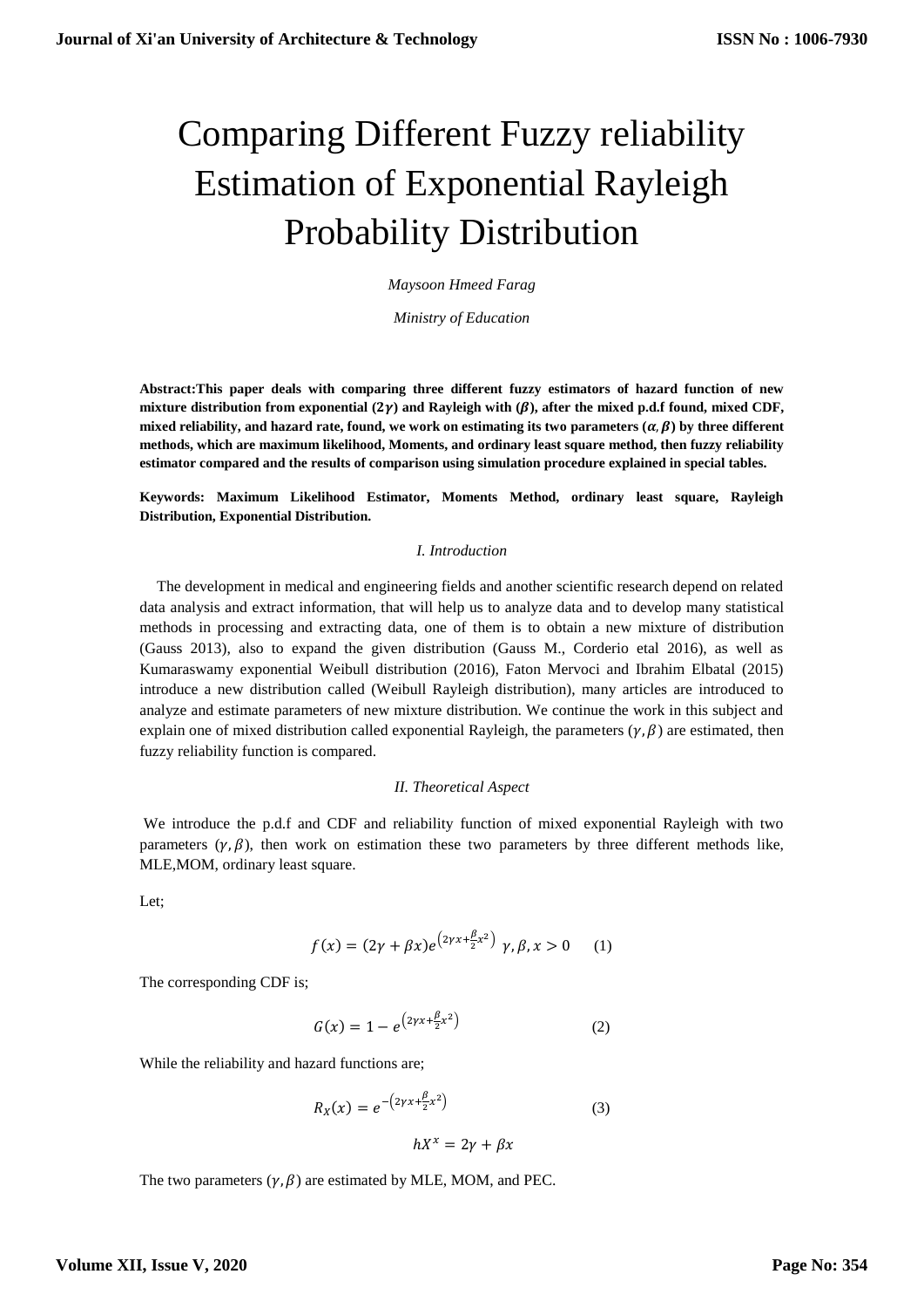# Comparing Different Fuzzy reliability Estimation of Exponential Rayleigh Probability Distribution

*Maysoon Hmeed Farag*

*Ministry of Education*

**Abstract:This paper deals with comparing three different fuzzy estimators of hazard function of new mixture distribution from exponential ($2\gamma$) and Rayleigh with ($\beta$), after the mixed p.d.f found, mixed CDF, mixed reliability, and hazard rate, found, we work on estimating its two parameters ($\alpha, \beta$) by three different methods, which are maximum likelihood, Moments, and ordinary least square method, then fuzzy reliability estimator compared and the results of comparison using simulation procedure explained in special tables.**

**Keywords: Maximum Likelihood Estimator, Moments Method, ordinary least square, Rayleigh Distribution, Exponential Distribution.**

## *I. Introduction*

The development in medical and engineering fields and another scientific research depend on related data analysis and extract information, that will help us to analyze data and to develop many statistical methods in processing and extracting data, one of them is to obtain a new mixture of distribution (Gauss 2013), also to expand the given distribution (Gauss M., Corderio etal 2016), as well as Kumaraswamy exponential Weibull distribution (2016), Faton Mervoci and Ibrahim Elbatal (2015) introduce a new distribution called (Weibull Rayleigh distribution), many articles are introduced to analyze and estimate parameters of new mixture distribution. We continue the work in this subject and explain one of mixed distribution called exponential Rayleigh, the parameters ($\gamma, \beta$) are estimated, then fuzzy reliability function is compared.

## *II. Theoretical Aspect*

We introduce the p.d.f and CDF and reliability function of mixed exponential Rayleigh with two parameters ($\gamma, \beta$), then work on estimation these two parameters by three different methods like, MLE,MOM, ordinary least square.

Let;

$$f(x) = (2\gamma + \beta x)e^{\left(2\gamma x + \frac{\beta}{2}x^2\right)} \quad \gamma, \beta, x > 0 \qquad (1)$$

The corresponding CDF is;

$$G(x) = 1 - e^{\left(2\gamma x + \frac{\beta}{2}x^2\right)} \qquad (2)$$

While the reliability and hazard functions are;

$$R_X(x) = e^{-\left(2\gamma x + \frac{\beta}{2}x^2\right)} \qquad (3)$$

$$hX^x = 2\gamma + \beta x$$

The two parameters ($\gamma, \beta$) are estimated by MLE, MOM, and PEC.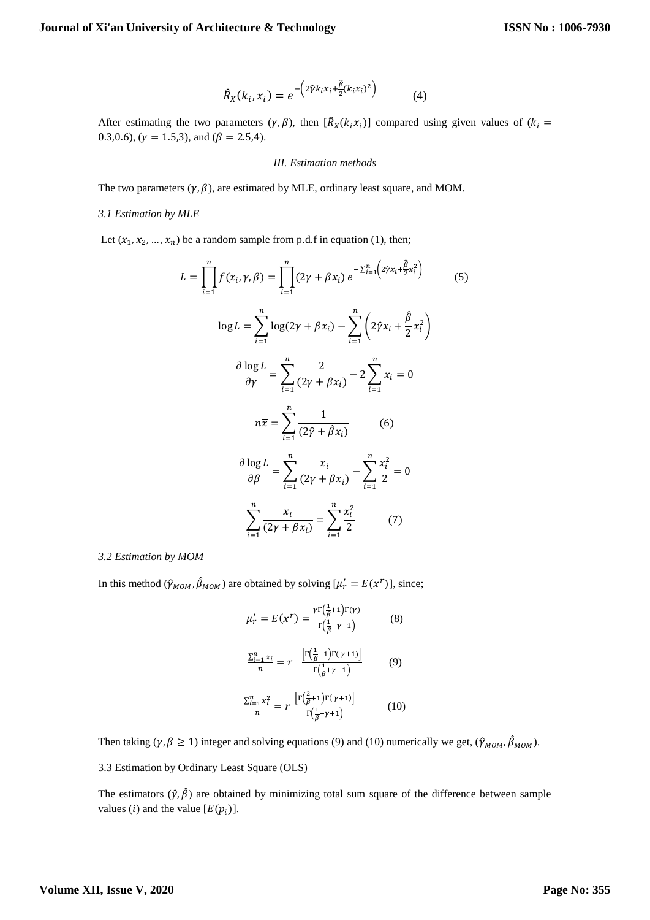$$\hat{R}_X(k_i, x_i) = e^{-\left(2\hat{\gamma}k_i x_i + \frac{\hat{\beta}}{2}(k_i x_i)^2\right)} \qquad (4)$$

After estimating the two parameters $(\gamma, \beta)$, then $[\hat{R}_X(k_i x_i)]$ compared using given values of $(k_i = 0.3, 0.6)$, $(\gamma = 1.5, 3)$, and $(\beta = 2.5, 4)$.

### *III. Estimation methods*

The two parameters $(\gamma, \beta)$, are estimated by MLE, ordinary least square, and MOM.

#### *3.1 Estimation by MLE*

Let $(x_1, x_2, \ldots, x_n)$ be a random sample from p.d.f in equation (1), then;

$$L = \prod_{i=1}^{n} f(x_i, \gamma, \beta) = \prod_{i=1}^{n} (2\gamma + \beta x_i)\, e^{-\sum_{i=1}^{n}\left(2\hat{\gamma}x_i + \frac{\hat{\beta}}{2}x_i^2\right)} \qquad (5)$$

$$\log L = \sum_{i=1}^{n} \log(2\gamma + \beta x_i) - \sum_{i=1}^{n}\left(2\hat{\gamma}x_i + \frac{\hat{\beta}}{2}x_i^2\right)$$

$$\frac{\partial \log L}{\partial \gamma} = \sum_{i=1}^{n} \frac{2}{(2\gamma + \beta x_i)} - 2\sum_{i=1}^{n} x_i = 0$$

$$n\overline{x} = \sum_{i=1}^{n} \frac{1}{(2\hat{\gamma} + \hat{\beta}x_i)} \qquad (6)$$

$$\frac{\partial \log L}{\partial \beta} = \sum_{i=1}^{n} \frac{x_i}{(2\gamma + \beta x_i)} - \sum_{i=1}^{n} \frac{x_i^2}{2} = 0$$

$$\sum_{i=1}^{n} \frac{x_i}{(2\gamma + \beta x_i)} = \sum_{i=1}^{n} \frac{x_i^2}{2} \qquad (7)$$

#### *3.2 Estimation by MOM*

In this method $(\hat{\gamma}_{MOM}, \hat{\beta}_{MOM})$ are obtained by solving $[\mu_r' = E(x^r)]$, since;

$$\mu_r' = E(x^r) = \frac{\gamma\Gamma\left(\frac{1}{\beta}+1\right)\Gamma(\gamma)}{\Gamma\left(\frac{1}{\beta}+\gamma+1\right)} \qquad (8)$$

$$\frac{\sum_{i=1}^{n} x_i}{n} = r \;\; \frac{\left[\Gamma\left(\frac{1}{\beta}+1\right)\Gamma(\gamma+1)\right]}{\Gamma\left(\frac{1}{\beta}+\gamma+1\right)} \qquad (9)$$

$$\frac{\sum_{i=1}^{n} x_i^2}{n} = r \;\frac{\left[\Gamma\left(\frac{2}{\beta}+1\right)\Gamma(\gamma+1)\right]}{\Gamma\left(\frac{1}{\beta}+\gamma+1\right)} \qquad (10)$$

Then taking $(\gamma, \beta \geq 1)$ integer and solving equations (9) and (10) numerically we get, $(\hat{\gamma}_{MOM}, \hat{\beta}_{MOM})$.

#### 3.3 Estimation by Ordinary Least Square (OLS)

The estimators $(\hat{\gamma}, \hat{\beta})$ are obtained by minimizing total sum square of the difference between sample values $(i)$ and the value $[E(p_i)]$.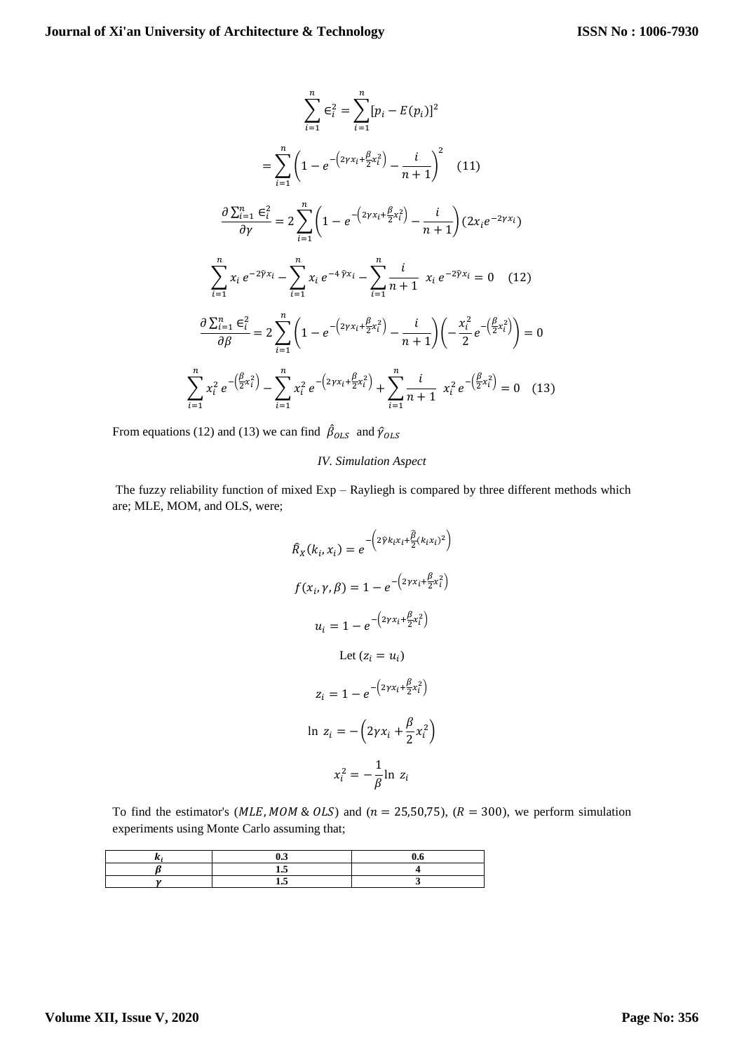$$\sum_{i=1}^{n} \epsilon_i^2 = \sum_{i=1}^{n} [p_i - E(p_i)]^2$$

$$= \sum_{i=1}^{n} \left(1 - e^{-\left(2\gamma x_i + \frac{\beta}{2} x_i^2\right)} - \frac{i}{n+1}\right)^2 \quad (11)$$

$$\frac{\partial \sum_{i=1}^{n} \epsilon_i^2}{\partial \gamma} = 2 \sum_{i=1}^{n} \left(1 - e^{-\left(2\gamma x_i + \frac{\beta}{2} x_i^2\right)} - \frac{i}{n+1}\right) (2x_i e^{-2\gamma x_i})$$

$$\sum_{i=1}^{n} x_i \, e^{-2\hat{\gamma} x_i} - \sum_{i=1}^{n} x_i \, e^{-4\,\hat{\gamma} x_i} - \sum_{i=1}^{n} \frac{i}{n+1} \; x_i \, e^{-2\hat{\gamma} x_i} = 0 \quad (12)$$

$$\frac{\partial \sum_{i=1}^{n} \epsilon_i^2}{\partial \beta} = 2 \sum_{i=1}^{n} \left(1 - e^{-\left(2\gamma x_i + \frac{\beta}{2} x_i^2\right)} - \frac{i}{n+1}\right) \left(-\frac{x_i^2}{2} e^{-\left(\frac{\beta}{2} x_i^2\right)}\right) = 0$$

$$\sum_{i=1}^{n} x_i^2 \, e^{-\left(\frac{\beta}{2} x_i^2\right)} - \sum_{i=1}^{n} x_i^2 \, e^{-\left(2\gamma x_i + \frac{\beta}{2} x_i^2\right)} + \sum_{i=1}^{n} \frac{i}{n+1} \; x_i^2 \, e^{-\left(\frac{\beta}{2} x_i^2\right)} = 0 \quad (13)$$

From equations (12) and (13) we can find $\hat{\beta}_{OLS}$ and $\hat{\gamma}_{OLS}$

*IV. Simulation Aspect*

The fuzzy reliability function of mixed Exp – Rayliegh is compared by three different methods which are; MLE, MOM, and OLS, were;

$$\hat{R}_X(k_i, x_i) = e^{-\left(2\hat{\gamma} k_i x_i + \frac{\hat{\beta}}{2} (k_i x_i)^2\right)}$$

$$f(x_i, \gamma, \beta) = 1 - e^{-\left(2\gamma x_i + \frac{\beta}{2} x_i^2\right)}$$

$$u_i = 1 - e^{-\left(2\gamma x_i + \frac{\beta}{2} x_i^2\right)}$$

Let $(z_i = u_i)$

$$z_i = 1 - e^{-\left(2\gamma x_i + \frac{\beta}{2} x_i^2\right)}$$

$$\ln\, z_i = -\left(2\gamma x_i + \frac{\beta}{2} x_i^2\right)$$

$$x_i^2 = -\frac{1}{\beta} \ln\, z_i$$

To find the estimator's ($MLE, MOM$ & $OLS$) and ($n = 25{,}50{,}75$), ($R = 300$), we perform simulation experiments using Monte Carlo assuming that;

| $k_i$ | 0.3 | 0.6 |
|---|---|---|
| $\beta$ | 1.5 | 4 |
| $\gamma$ | 1.5 | 3 |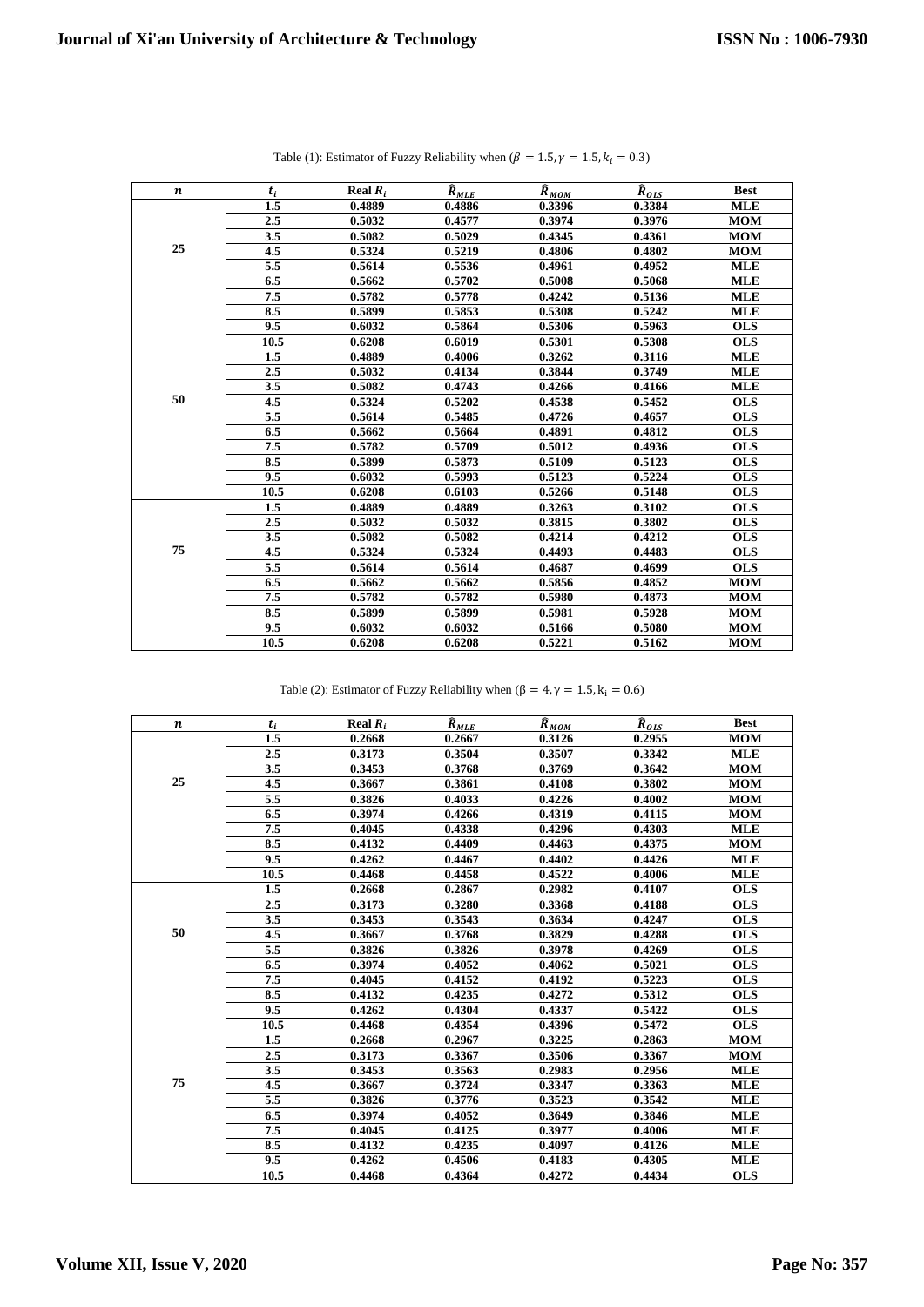Table (1): Estimator of Fuzzy Reliability when ($\beta = 1.5, \gamma = 1.5, k_i = 0.3$)

| $n$ | $t_i$ | Real $R_i$ | $\hat{R}_{MLE}$ | $\hat{R}_{MOM}$ | $\hat{R}_{OLS}$ | Best |
|---|---|---|---|---|---|---|
| 25 | 1.5 | 0.4889 | 0.4886 | 0.3396 | 0.3384 | MLE |
| | 2.5 | 0.5032 | 0.4577 | 0.3974 | 0.3976 | MOM |
| | 3.5 | 0.5082 | 0.5029 | 0.4345 | 0.4361 | MOM |
| | 4.5 | 0.5324 | 0.5219 | 0.4806 | 0.4802 | MOM |
| | 5.5 | 0.5614 | 0.5536 | 0.4961 | 0.4952 | MLE |
| | 6.5 | 0.5662 | 0.5702 | 0.5008 | 0.5068 | MLE |
| | 7.5 | 0.5782 | 0.5778 | 0.4242 | 0.5136 | MLE |
| | 8.5 | 0.5899 | 0.5853 | 0.5308 | 0.5242 | MLE |
| | 9.5 | 0.6032 | 0.5864 | 0.5306 | 0.5963 | OLS |
| | 10.5 | 0.6208 | 0.6019 | 0.5301 | 0.5308 | OLS |
| 50 | 1.5 | 0.4889 | 0.4006 | 0.3262 | 0.3116 | MLE |
| | 2.5 | 0.5032 | 0.4134 | 0.3844 | 0.3749 | MLE |
| | 3.5 | 0.5082 | 0.4743 | 0.4266 | 0.4166 | MLE |
| | 4.5 | 0.5324 | 0.5202 | 0.4538 | 0.5452 | OLS |
| | 5.5 | 0.5614 | 0.5485 | 0.4726 | 0.4657 | OLS |
| | 6.5 | 0.5662 | 0.5664 | 0.4891 | 0.4812 | OLS |
| | 7.5 | 0.5782 | 0.5709 | 0.5012 | 0.4936 | OLS |
| | 8.5 | 0.5899 | 0.5873 | 0.5109 | 0.5123 | OLS |
| | 9.5 | 0.6032 | 0.5993 | 0.5123 | 0.5224 | OLS |
| | 10.5 | 0.6208 | 0.6103 | 0.5266 | 0.5148 | OLS |
| 75 | 1.5 | 0.4889 | 0.4889 | 0.3263 | 0.3102 | OLS |
| | 2.5 | 0.5032 | 0.5032 | 0.3815 | 0.3802 | OLS |
| | 3.5 | 0.5082 | 0.5082 | 0.4214 | 0.4212 | OLS |
| | 4.5 | 0.5324 | 0.5324 | 0.4493 | 0.4483 | OLS |
| | 5.5 | 0.5614 | 0.5614 | 0.4687 | 0.4699 | OLS |
| | 6.5 | 0.5662 | 0.5662 | 0.5856 | 0.4852 | MOM |
| | 7.5 | 0.5782 | 0.5782 | 0.5980 | 0.4873 | MOM |
| | 8.5 | 0.5899 | 0.5899 | 0.5981 | 0.5928 | MOM |
| | 9.5 | 0.6032 | 0.6032 | 0.5166 | 0.5080 | MOM |
| | 10.5 | 0.6208 | 0.6208 | 0.5221 | 0.5162 | MOM |

Table (2): Estimator of Fuzzy Reliability when ($\beta = 4, \gamma = 1.5, k_i = 0.6$)

| $n$ | $t_i$ | Real $R_i$ | $\hat{R}_{MLE}$ | $\hat{R}_{MOM}$ | $\hat{R}_{OLS}$ | Best |
|---|---|---|---|---|---|---|
| 25 | 1.5 | 0.2668 | 0.2667 | 0.3126 | 0.2955 | MOM |
| | 2.5 | 0.3173 | 0.3504 | 0.3507 | 0.3342 | MLE |
| | 3.5 | 0.3453 | 0.3768 | 0.3769 | 0.3642 | MOM |
| | 4.5 | 0.3667 | 0.3861 | 0.4108 | 0.3802 | MOM |
| | 5.5 | 0.3826 | 0.4033 | 0.4226 | 0.4002 | MOM |
| | 6.5 | 0.3974 | 0.4266 | 0.4319 | 0.4115 | MOM |
| | 7.5 | 0.4045 | 0.4338 | 0.4296 | 0.4303 | MLE |
| | 8.5 | 0.4132 | 0.4409 | 0.4463 | 0.4375 | MOM |
| | 9.5 | 0.4262 | 0.4467 | 0.4402 | 0.4426 | MLE |
| | 10.5 | 0.4468 | 0.4458 | 0.4522 | 0.4006 | MLE |
| 50 | 1.5 | 0.2668 | 0.2867 | 0.2982 | 0.4107 | OLS |
| | 2.5 | 0.3173 | 0.3280 | 0.3368 | 0.4188 | OLS |
| | 3.5 | 0.3453 | 0.3543 | 0.3634 | 0.4247 | OLS |
| | 4.5 | 0.3667 | 0.3768 | 0.3829 | 0.4288 | OLS |
| | 5.5 | 0.3826 | 0.3826 | 0.3978 | 0.4269 | OLS |
| | 6.5 | 0.3974 | 0.4052 | 0.4062 | 0.5021 | OLS |
| | 7.5 | 0.4045 | 0.4152 | 0.4192 | 0.5223 | OLS |
| | 8.5 | 0.4132 | 0.4235 | 0.4272 | 0.5312 | OLS |
| | 9.5 | 0.4262 | 0.4304 | 0.4337 | 0.5422 | OLS |
| | 10.5 | 0.4468 | 0.4354 | 0.4396 | 0.5472 | OLS |
| 75 | 1.5 | 0.2668 | 0.2967 | 0.3225 | 0.2863 | MOM |
| | 2.5 | 0.3173 | 0.3367 | 0.3506 | 0.3367 | MOM |
| | 3.5 | 0.3453 | 0.3563 | 0.2983 | 0.2956 | MLE |
| | 4.5 | 0.3667 | 0.3724 | 0.3347 | 0.3363 | MLE |
| | 5.5 | 0.3826 | 0.3776 | 0.3523 | 0.3542 | MLE |
| | 6.5 | 0.3974 | 0.4052 | 0.3649 | 0.3846 | MLE |
| | 7.5 | 0.4045 | 0.4125 | 0.3977 | 0.4006 | MLE |
| | 8.5 | 0.4132 | 0.4235 | 0.4097 | 0.4126 | MLE |
| | 9.5 | 0.4262 | 0.4506 | 0.4183 | 0.4305 | MLE |
| | 10.5 | 0.4468 | 0.4364 | 0.4272 | 0.4434 | OLS |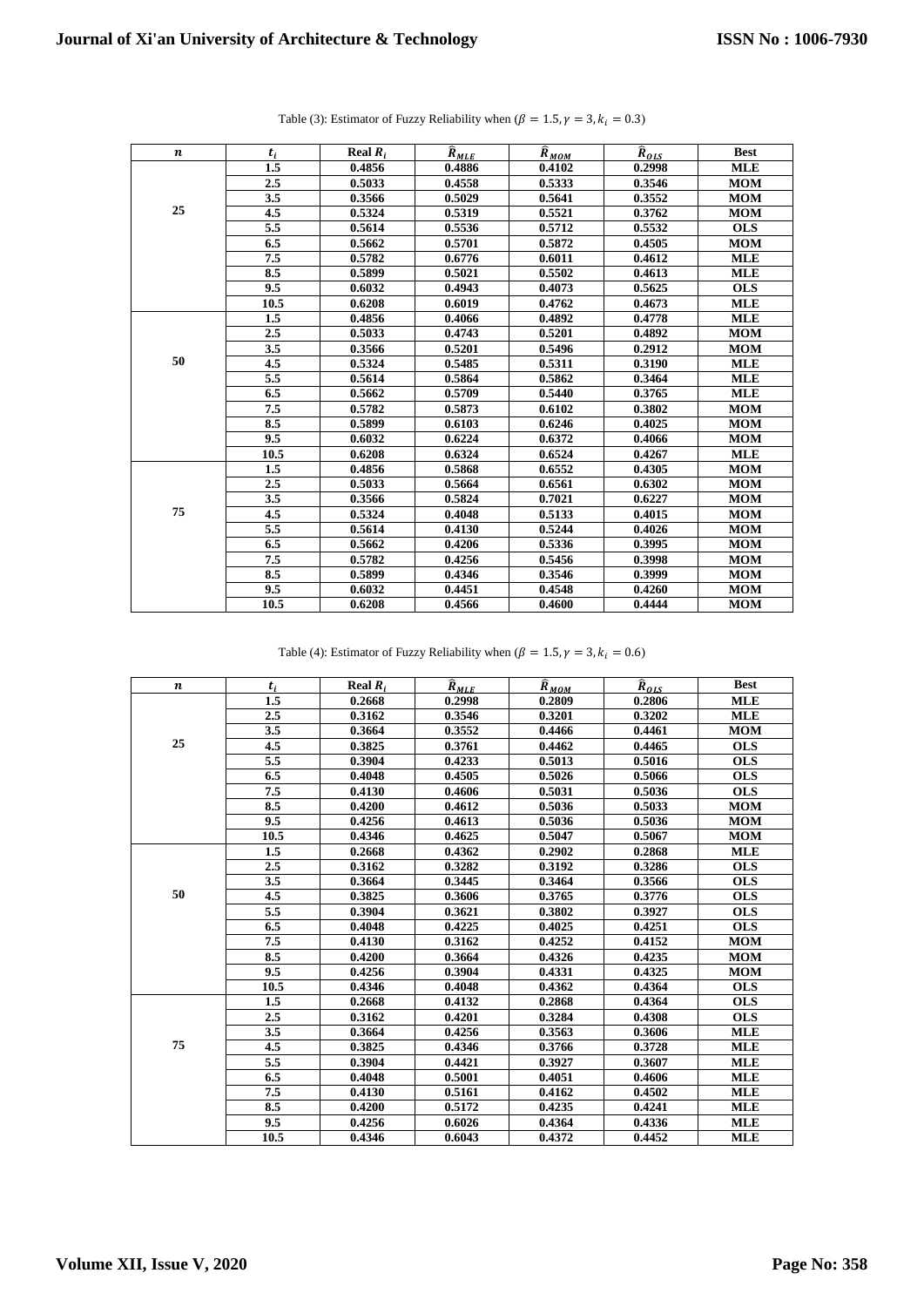Table (3): Estimator of Fuzzy Reliability when ($\beta = 1.5, \gamma = 3, k_i = 0.3$)

| $n$ | $t_i$ | Real $R_i$ | $\hat{R}_{MLE}$ | $\hat{R}_{MOM}$ | $\hat{R}_{OLS}$ | Best |
|---|---|---|---|---|---|---|
| 25 | 1.5 | 0.4856 | 0.4886 | 0.4102 | 0.2998 | MLE |
| | 2.5 | 0.5033 | 0.4558 | 0.5333 | 0.3546 | MOM |
| | 3.5 | 0.3566 | 0.5029 | 0.5641 | 0.3552 | MOM |
| | 4.5 | 0.5324 | 0.5319 | 0.5521 | 0.3762 | MOM |
| | 5.5 | 0.5614 | 0.5536 | 0.5712 | 0.5532 | OLS |
| | 6.5 | 0.5662 | 0.5701 | 0.5872 | 0.4505 | MOM |
| | 7.5 | 0.5782 | 0.6776 | 0.6011 | 0.4612 | MLE |
| | 8.5 | 0.5899 | 0.5021 | 0.5502 | 0.4613 | MLE |
| | 9.5 | 0.6032 | 0.4943 | 0.4073 | 0.5625 | OLS |
| | 10.5 | 0.6208 | 0.6019 | 0.4762 | 0.4673 | MLE |
| 50 | 1.5 | 0.4856 | 0.4066 | 0.4892 | 0.4778 | MLE |
| | 2.5 | 0.5033 | 0.4743 | 0.5201 | 0.4892 | MOM |
| | 3.5 | 0.3566 | 0.5201 | 0.5496 | 0.2912 | MOM |
| | 4.5 | 0.5324 | 0.5485 | 0.5311 | 0.3190 | MLE |
| | 5.5 | 0.5614 | 0.5864 | 0.5862 | 0.3464 | MLE |
| | 6.5 | 0.5662 | 0.5709 | 0.5440 | 0.3765 | MLE |
| | 7.5 | 0.5782 | 0.5873 | 0.6102 | 0.3802 | MOM |
| | 8.5 | 0.5899 | 0.6103 | 0.6246 | 0.4025 | MOM |
| | 9.5 | 0.6032 | 0.6224 | 0.6372 | 0.4066 | MOM |
| | 10.5 | 0.6208 | 0.6324 | 0.6524 | 0.4267 | MLE |
| 75 | 1.5 | 0.4856 | 0.5868 | 0.6552 | 0.4305 | MOM |
| | 2.5 | 0.5033 | 0.5664 | 0.6561 | 0.6302 | MOM |
| | 3.5 | 0.3566 | 0.5824 | 0.7021 | 0.6227 | MOM |
| | 4.5 | 0.5324 | 0.4048 | 0.5133 | 0.4015 | MOM |
| | 5.5 | 0.5614 | 0.4130 | 0.5244 | 0.4026 | MOM |
| | 6.5 | 0.5662 | 0.4206 | 0.5336 | 0.3995 | MOM |
| | 7.5 | 0.5782 | 0.4256 | 0.5456 | 0.3998 | MOM |
| | 8.5 | 0.5899 | 0.4346 | 0.3546 | 0.3999 | MOM |
| | 9.5 | 0.6032 | 0.4451 | 0.4548 | 0.4260 | MOM |
| | 10.5 | 0.6208 | 0.4566 | 0.4600 | 0.4444 | MOM |

Table (4): Estimator of Fuzzy Reliability when ($\beta = 1.5, \gamma = 3, k_i = 0.6$)

| $n$ | $t_i$ | Real $R_i$ | $\hat{R}_{MLE}$ | $\hat{R}_{MOM}$ | $\hat{R}_{OLS}$ | Best |
|---|---|---|---|---|---|---|
| 25 | 1.5 | 0.2668 | 0.2998 | 0.2809 | 0.2806 | MLE |
| | 2.5 | 0.3162 | 0.3546 | 0.3201 | 0.3202 | MLE |
| | 3.5 | 0.3664 | 0.3552 | 0.4466 | 0.4461 | MOM |
| | 4.5 | 0.3825 | 0.3761 | 0.4462 | 0.4465 | OLS |
| | 5.5 | 0.3904 | 0.4233 | 0.5013 | 0.5016 | OLS |
| | 6.5 | 0.4048 | 0.4505 | 0.5026 | 0.5066 | OLS |
| | 7.5 | 0.4130 | 0.4606 | 0.5031 | 0.5036 | OLS |
| | 8.5 | 0.4200 | 0.4612 | 0.5036 | 0.5033 | MOM |
| | 9.5 | 0.4256 | 0.4613 | 0.5036 | 0.5036 | MOM |
| | 10.5 | 0.4346 | 0.4625 | 0.5047 | 0.5067 | MOM |
| 50 | 1.5 | 0.2668 | 0.4362 | 0.2902 | 0.2868 | MLE |
| | 2.5 | 0.3162 | 0.3282 | 0.3192 | 0.3286 | OLS |
| | 3.5 | 0.3664 | 0.3445 | 0.3464 | 0.3566 | OLS |
| | 4.5 | 0.3825 | 0.3606 | 0.3765 | 0.3776 | OLS |
| | 5.5 | 0.3904 | 0.3621 | 0.3802 | 0.3927 | OLS |
| | 6.5 | 0.4048 | 0.4225 | 0.4025 | 0.4251 | OLS |
| | 7.5 | 0.4130 | 0.3162 | 0.4252 | 0.4152 | MOM |
| | 8.5 | 0.4200 | 0.3664 | 0.4326 | 0.4235 | MOM |
| | 9.5 | 0.4256 | 0.3904 | 0.4331 | 0.4325 | MOM |
| | 10.5 | 0.4346 | 0.4048 | 0.4362 | 0.4364 | OLS |
| 75 | 1.5 | 0.2668 | 0.4132 | 0.2868 | 0.4364 | OLS |
| | 2.5 | 0.3162 | 0.4201 | 0.3284 | 0.4308 | OLS |
| | 3.5 | 0.3664 | 0.4256 | 0.3563 | 0.3606 | MLE |
| | 4.5 | 0.3825 | 0.4346 | 0.3766 | 0.3728 | MLE |
| | 5.5 | 0.3904 | 0.4421 | 0.3927 | 0.3607 | MLE |
| | 6.5 | 0.4048 | 0.5001 | 0.4051 | 0.4606 | MLE |
| | 7.5 | 0.4130 | 0.5161 | 0.4162 | 0.4502 | MLE |
| | 8.5 | 0.4200 | 0.5172 | 0.4235 | 0.4241 | MLE |
| | 9.5 | 0.4256 | 0.6026 | 0.4364 | 0.4336 | MLE |
| | 10.5 | 0.4346 | 0.6043 | 0.4372 | 0.4452 | MLE |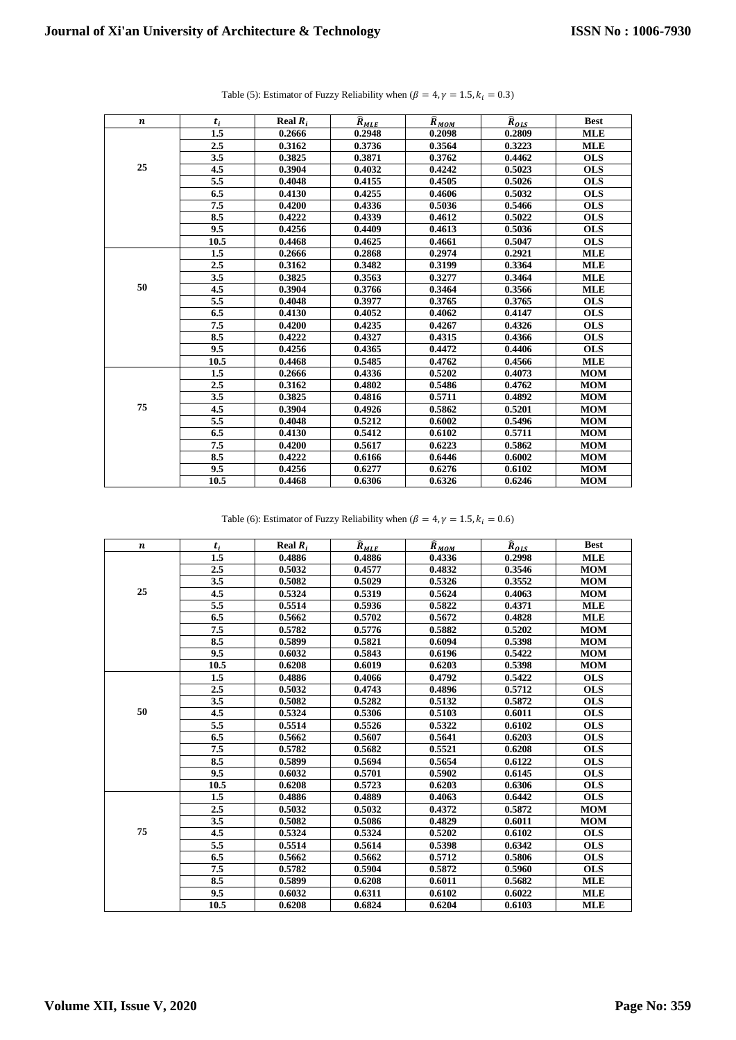Table (5): Estimator of Fuzzy Reliability when ($\beta = 4, \gamma = 1.5, k_i = 0.3$)

| $n$ | $t_i$ | Real $R_i$ | $\hat{R}_{MLE}$ | $\hat{R}_{MOM}$ | $\hat{R}_{OLS}$ | Best |
|---|---|---|---|---|---|---|
| 25 | 1.5 | 0.2666 | 0.2948 | 0.2098 | 0.2809 | MLE |
| | 2.5 | 0.3162 | 0.3736 | 0.3564 | 0.3223 | MLE |
| | 3.5 | 0.3825 | 0.3871 | 0.3762 | 0.4462 | OLS |
| | 4.5 | 0.3904 | 0.4032 | 0.4242 | 0.5023 | OLS |
| | 5.5 | 0.4048 | 0.4155 | 0.4505 | 0.5026 | OLS |
| | 6.5 | 0.4130 | 0.4255 | 0.4606 | 0.5032 | OLS |
| | 7.5 | 0.4200 | 0.4336 | 0.5036 | 0.5466 | OLS |
| | 8.5 | 0.4222 | 0.4339 | 0.4612 | 0.5022 | OLS |
| | 9.5 | 0.4256 | 0.4409 | 0.4613 | 0.5036 | OLS |
| | 10.5 | 0.4468 | 0.4625 | 0.4661 | 0.5047 | OLS |
| 50 | 1.5 | 0.2666 | 0.2868 | 0.2974 | 0.2921 | MLE |
| | 2.5 | 0.3162 | 0.3482 | 0.3199 | 0.3364 | MLE |
| | 3.5 | 0.3825 | 0.3563 | 0.3277 | 0.3464 | MLE |
| | 4.5 | 0.3904 | 0.3766 | 0.3464 | 0.3566 | MLE |
| | 5.5 | 0.4048 | 0.3977 | 0.3765 | 0.3765 | OLS |
| | 6.5 | 0.4130 | 0.4052 | 0.4062 | 0.4147 | OLS |
| | 7.5 | 0.4200 | 0.4235 | 0.4267 | 0.4326 | OLS |
| | 8.5 | 0.4222 | 0.4327 | 0.4315 | 0.4366 | OLS |
| | 9.5 | 0.4256 | 0.4365 | 0.4472 | 0.4406 | OLS |
| | 10.5 | 0.4468 | 0.5485 | 0.4762 | 0.4566 | MLE |
| 75 | 1.5 | 0.2666 | 0.4336 | 0.5202 | 0.4073 | MOM |
| | 2.5 | 0.3162 | 0.4802 | 0.5486 | 0.4762 | MOM |
| | 3.5 | 0.3825 | 0.4816 | 0.5711 | 0.4892 | MOM |
| | 4.5 | 0.3904 | 0.4926 | 0.5862 | 0.5201 | MOM |
| | 5.5 | 0.4048 | 0.5212 | 0.6002 | 0.5496 | MOM |
| | 6.5 | 0.4130 | 0.5412 | 0.6102 | 0.5711 | MOM |
| | 7.5 | 0.4200 | 0.5617 | 0.6223 | 0.5862 | MOM |
| | 8.5 | 0.4222 | 0.6166 | 0.6446 | 0.6002 | MOM |
| | 9.5 | 0.4256 | 0.6277 | 0.6276 | 0.6102 | MOM |
| | 10.5 | 0.4468 | 0.6306 | 0.6326 | 0.6246 | MOM |

Table (6): Estimator of Fuzzy Reliability when ($\beta = 4, \gamma = 1.5, k_i = 0.6$)

| $n$ | $t_i$ | Real $R_i$ | $\hat{R}_{MLE}$ | $\hat{R}_{MOM}$ | $\hat{R}_{OLS}$ | Best |
|---|---|---|---|---|---|---|
| 25 | 1.5 | 0.4886 | 0.4886 | 0.4336 | 0.2998 | MLE |
| | 2.5 | 0.5032 | 0.4577 | 0.4832 | 0.3546 | MOM |
| | 3.5 | 0.5082 | 0.5029 | 0.5326 | 0.3552 | MOM |
| | 4.5 | 0.5324 | 0.5319 | 0.5624 | 0.4063 | MOM |
| | 5.5 | 0.5514 | 0.5936 | 0.5822 | 0.4371 | MLE |
| | 6.5 | 0.5662 | 0.5702 | 0.5672 | 0.4828 | MLE |
| | 7.5 | 0.5782 | 0.5776 | 0.5882 | 0.5202 | MOM |
| | 8.5 | 0.5899 | 0.5821 | 0.6094 | 0.5398 | MOM |
| | 9.5 | 0.6032 | 0.5843 | 0.6196 | 0.5422 | MOM |
| | 10.5 | 0.6208 | 0.6019 | 0.6203 | 0.5398 | MOM |
| 50 | 1.5 | 0.4886 | 0.4066 | 0.4792 | 0.5422 | OLS |
| | 2.5 | 0.5032 | 0.4743 | 0.4896 | 0.5712 | OLS |
| | 3.5 | 0.5082 | 0.5282 | 0.5132 | 0.5872 | OLS |
| | 4.5 | 0.5324 | 0.5306 | 0.5103 | 0.6011 | OLS |
| | 5.5 | 0.5514 | 0.5526 | 0.5322 | 0.6102 | OLS |
| | 6.5 | 0.5662 | 0.5607 | 0.5641 | 0.6203 | OLS |
| | 7.5 | 0.5782 | 0.5682 | 0.5521 | 0.6208 | OLS |
| | 8.5 | 0.5899 | 0.5694 | 0.5654 | 0.6122 | OLS |
| | 9.5 | 0.6032 | 0.5701 | 0.5902 | 0.6145 | OLS |
| | 10.5 | 0.6208 | 0.5723 | 0.6203 | 0.6306 | OLS |
| 75 | 1.5 | 0.4886 | 0.4889 | 0.4063 | 0.6442 | OLS |
| | 2.5 | 0.5032 | 0.5032 | 0.4372 | 0.5872 | MOM |
| | 3.5 | 0.5082 | 0.5086 | 0.4829 | 0.6011 | MOM |
| | 4.5 | 0.5324 | 0.5324 | 0.5202 | 0.6102 | OLS |
| | 5.5 | 0.5514 | 0.5614 | 0.5398 | 0.6342 | OLS |
| | 6.5 | 0.5662 | 0.5662 | 0.5712 | 0.5806 | OLS |
| | 7.5 | 0.5782 | 0.5904 | 0.5872 | 0.5960 | OLS |
| | 8.5 | 0.5899 | 0.6208 | 0.6011 | 0.5682 | MLE |
| | 9.5 | 0.6032 | 0.6311 | 0.6102 | 0.6022 | MLE |
| | 10.5 | 0.6208 | 0.6824 | 0.6204 | 0.6103 | MLE |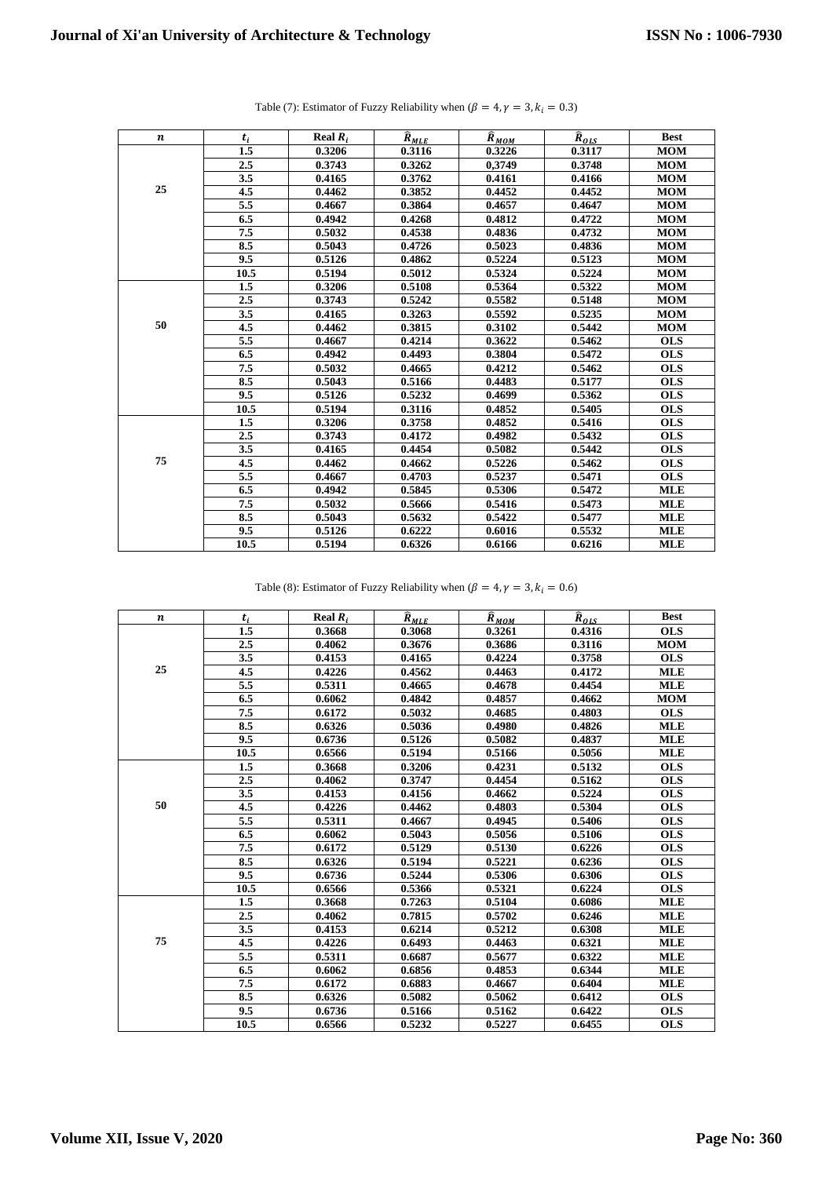Table (7): Estimator of Fuzzy Reliability when ($\beta = 4, \gamma = 3, k_i = 0.3$)

| $n$ | $t_i$ | Real $R_i$ | $\hat{R}_{MLE}$ | $\hat{R}_{MOM}$ | $\hat{R}_{OLS}$ | Best |
|---|---|---|---|---|---|---|
| 25 | 1.5 | 0.3206 | 0.3116 | 0.3226 | 0.3117 | MOM |
| | 2.5 | 0.3743 | 0.3262 | 0,3749 | 0.3748 | MOM |
| | 3.5 | 0.4165 | 0.3762 | 0.4161 | 0.4166 | MOM |
| | 4.5 | 0.4462 | 0.3852 | 0.4452 | 0.4452 | MOM |
| | 5.5 | 0.4667 | 0.3864 | 0.4657 | 0.4647 | MOM |
| | 6.5 | 0.4942 | 0.4268 | 0.4812 | 0.4722 | MOM |
| | 7.5 | 0.5032 | 0.4538 | 0.4836 | 0.4732 | MOM |
| | 8.5 | 0.5043 | 0.4726 | 0.5023 | 0.4836 | MOM |
| | 9.5 | 0.5126 | 0.4862 | 0.5224 | 0.5123 | MOM |
| | 10.5 | 0.5194 | 0.5012 | 0.5324 | 0.5224 | MOM |
| 50 | 1.5 | 0.3206 | 0.5108 | 0.5364 | 0.5322 | MOM |
| | 2.5 | 0.3743 | 0.5242 | 0.5582 | 0.5148 | MOM |
| | 3.5 | 0.4165 | 0.3263 | 0.5592 | 0.5235 | MOM |
| | 4.5 | 0.4462 | 0.3815 | 0.3102 | 0.5442 | MOM |
| | 5.5 | 0.4667 | 0.4214 | 0.3622 | 0.5462 | OLS |
| | 6.5 | 0.4942 | 0.4493 | 0.3804 | 0.5472 | OLS |
| | 7.5 | 0.5032 | 0.4665 | 0.4212 | 0.5462 | OLS |
| | 8.5 | 0.5043 | 0.5166 | 0.4483 | 0.5177 | OLS |
| | 9.5 | 0.5126 | 0.5232 | 0.4699 | 0.5362 | OLS |
| | 10.5 | 0.5194 | 0.3116 | 0.4852 | 0.5405 | OLS |
| 75 | 1.5 | 0.3206 | 0.3758 | 0.4852 | 0.5416 | OLS |
| | 2.5 | 0.3743 | 0.4172 | 0.4982 | 0.5432 | OLS |
| | 3.5 | 0.4165 | 0.4454 | 0.5082 | 0.5442 | OLS |
| | 4.5 | 0.4462 | 0.4662 | 0.5226 | 0.5462 | OLS |
| | 5.5 | 0.4667 | 0.4703 | 0.5237 | 0.5471 | OLS |
| | 6.5 | 0.4942 | 0.5845 | 0.5306 | 0.5472 | MLE |
| | 7.5 | 0.5032 | 0.5666 | 0.5416 | 0.5473 | MLE |
| | 8.5 | 0.5043 | 0.5632 | 0.5422 | 0.5477 | MLE |
| | 9.5 | 0.5126 | 0.6222 | 0.6016 | 0.5532 | MLE |
| | 10.5 | 0.5194 | 0.6326 | 0.6166 | 0.6216 | MLE |

Table (8): Estimator of Fuzzy Reliability when ($\beta = 4, \gamma = 3, k_i = 0.6$)

| $n$ | $t_i$ | Real $R_i$ | $\hat{R}_{MLE}$ | $\hat{R}_{MOM}$ | $\hat{R}_{OLS}$ | Best |
|---|---|---|---|---|---|---|
| 25 | 1.5 | 0.3668 | 0.3068 | 0.3261 | 0.4316 | OLS |
| | 2.5 | 0.4062 | 0.3676 | 0.3686 | 0.3116 | MOM |
| | 3.5 | 0.4153 | 0.4165 | 0.4224 | 0.3758 | OLS |
| | 4.5 | 0.4226 | 0.4562 | 0.4463 | 0.4172 | MLE |
| | 5.5 | 0.5311 | 0.4665 | 0.4678 | 0.4454 | MLE |
| | 6.5 | 0.6062 | 0.4842 | 0.4857 | 0.4662 | MOM |
| | 7.5 | 0.6172 | 0.5032 | 0.4685 | 0.4803 | OLS |
| | 8.5 | 0.6326 | 0.5036 | 0.4980 | 0.4826 | MLE |
| | 9.5 | 0.6736 | 0.5126 | 0.5082 | 0.4837 | MLE |
| | 10.5 | 0.6566 | 0.5194 | 0.5166 | 0.5056 | MLE |
| 50 | 1.5 | 0.3668 | 0.3206 | 0.4231 | 0.5132 | OLS |
| | 2.5 | 0.4062 | 0.3747 | 0.4454 | 0.5162 | OLS |
| | 3.5 | 0.4153 | 0.4156 | 0.4662 | 0.5224 | OLS |
| | 4.5 | 0.4226 | 0.4462 | 0.4803 | 0.5304 | OLS |
| | 5.5 | 0.5311 | 0.4667 | 0.4945 | 0.5406 | OLS |
| | 6.5 | 0.6062 | 0.5043 | 0.5056 | 0.5106 | OLS |
| | 7.5 | 0.6172 | 0.5129 | 0.5130 | 0.6226 | OLS |
| | 8.5 | 0.6326 | 0.5194 | 0.5221 | 0.6236 | OLS |
| | 9.5 | 0.6736 | 0.5244 | 0.5306 | 0.6306 | OLS |
| | 10.5 | 0.6566 | 0.5366 | 0.5321 | 0.6224 | OLS |
| 75 | 1.5 | 0.3668 | 0.7263 | 0.5104 | 0.6086 | MLE |
| | 2.5 | 0.4062 | 0.7815 | 0.5702 | 0.6246 | MLE |
| | 3.5 | 0.4153 | 0.6214 | 0.5212 | 0.6308 | MLE |
| | 4.5 | 0.4226 | 0.6493 | 0.4463 | 0.6321 | MLE |
| | 5.5 | 0.5311 | 0.6687 | 0.5677 | 0.6322 | MLE |
| | 6.5 | 0.6062 | 0.6856 | 0.4853 | 0.6344 | MLE |
| | 7.5 | 0.6172 | 0.6883 | 0.4667 | 0.6404 | MLE |
| | 8.5 | 0.6326 | 0.5082 | 0.5062 | 0.6412 | OLS |
| | 9.5 | 0.6736 | 0.5166 | 0.5162 | 0.6422 | OLS |
| | 10.5 | 0.6566 | 0.5232 | 0.5227 | 0.6455 | OLS |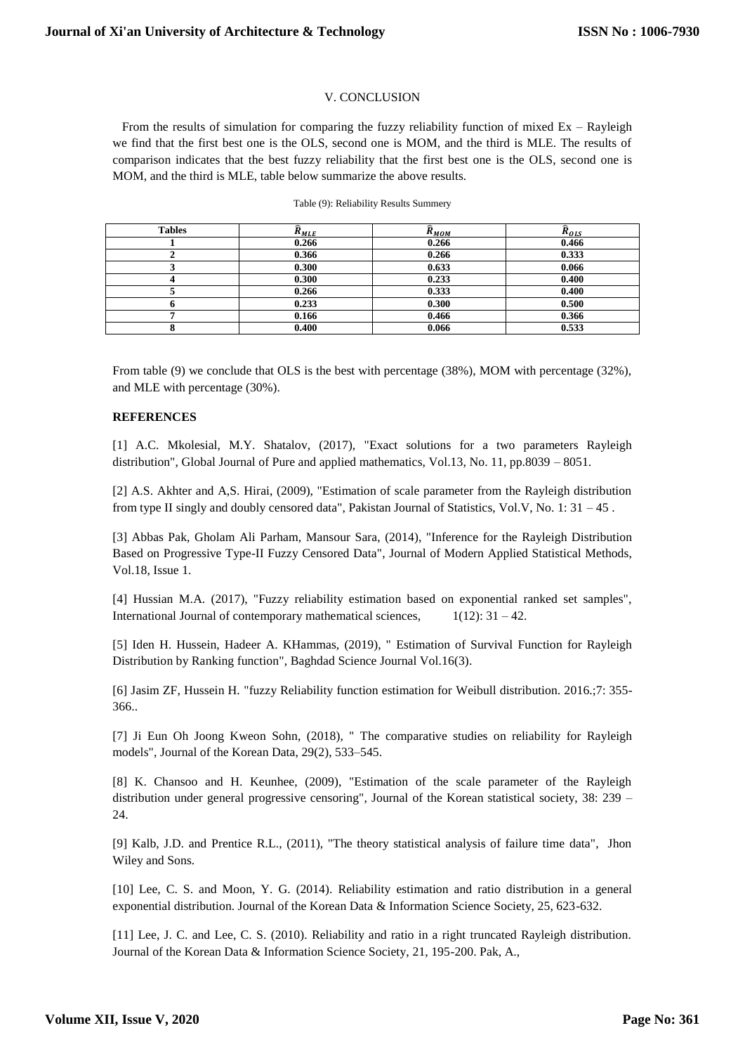## V. CONCLUSION

From the results of simulation for comparing the fuzzy reliability function of mixed Ex – Rayleigh we find that the first best one is the OLS, second one is MOM, and the third is MLE. The results of comparison indicates that the best fuzzy reliability that the first best one is the OLS, second one is MOM, and the third is MLE, table below summarize the above results.

Table (9): Reliability Results Summery

| Tables | $\hat{R}_{MLE}$ | $\hat{R}_{MOM}$ | $\hat{R}_{OLS}$ |
|---|---|---|---|
| **1** | **0.266** | **0.266** | **0.466** |
| **2** | **0.366** | **0.266** | **0.333** |
| **3** | **0.300** | **0.633** | **0.066** |
| **4** | **0.300** | **0.233** | **0.400** |
| **5** | **0.266** | **0.333** | **0.400** |
| **6** | **0.233** | **0.300** | **0.500** |
| **7** | **0.166** | **0.466** | **0.366** |
| **8** | **0.400** | **0.066** | **0.533** |

From table (9) we conclude that OLS is the best with percentage (38%), MOM with percentage (32%), and MLE with percentage (30%).

## REFERENCES

[1] A.C. Mkolesial, M.Y. Shatalov, (2017), "Exact solutions for a two parameters Rayleigh distribution", Global Journal of Pure and applied mathematics, Vol.13, No. 11, pp.8039 – 8051.

[2] A.S. Akhter and A,S. Hirai, (2009), "Estimation of scale parameter from the Rayleigh distribution from type II singly and doubly censored data", Pakistan Journal of Statistics, Vol.V, No. 1: 31 – 45 .

[3] Abbas Pak, Gholam Ali Parham, Mansour Sara, (2014), "Inference for the Rayleigh Distribution Based on Progressive Type-II Fuzzy Censored Data", Journal of Modern Applied Statistical Methods, Vol.18, Issue 1.

[4] Hussian M.A. (2017), "Fuzzy reliability estimation based on exponential ranked set samples", International Journal of contemporary mathematical sciences, 1(12): 31 – 42.

[5] Iden H. Hussein, Hadeer A. KHammas, (2019), " Estimation of Survival Function for Rayleigh Distribution by Ranking function", Baghdad Science Journal Vol.16(3).

[6] Jasim ZF, Hussein H. "fuzzy Reliability function estimation for Weibull distribution. 2016.;7: 355-366..

[7] Ji Eun Oh Joong Kweon Sohn, (2018), " The comparative studies on reliability for Rayleigh models", Journal of the Korean Data, 29(2), 533–545.

[8] K. Chansoo and H. Keunhee, (2009), "Estimation of the scale parameter of the Rayleigh distribution under general progressive censoring", Journal of the Korean statistical society, 38: 239 – 24.

[9] Kalb, J.D. and Prentice R.L., (2011), "The theory statistical analysis of failure time data", Jhon Wiley and Sons.

[10] Lee, C. S. and Moon, Y. G. (2014). Reliability estimation and ratio distribution in a general exponential distribution. Journal of the Korean Data & Information Science Society, 25, 623-632.

[11] Lee, J. C. and Lee, C. S. (2010). Reliability and ratio in a right truncated Rayleigh distribution. Journal of the Korean Data & Information Science Society, 21, 195-200. Pak, A.,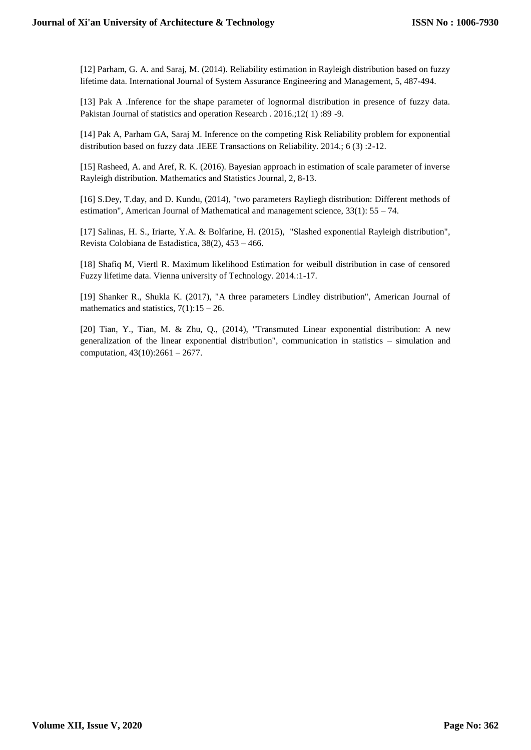[12] Parham, G. A. and Saraj, M. (2014). Reliability estimation in Rayleigh distribution based on fuzzy lifetime data. International Journal of System Assurance Engineering and Management, 5, 487-494.

[13] Pak A .Inference for the shape parameter of lognormal distribution in presence of fuzzy data. Pakistan Journal of statistics and operation Research . 2016.;12( 1) :89 -9.

[14] Pak A, Parham GA, Saraj M. Inference on the competing Risk Reliability problem for exponential distribution based on fuzzy data .IEEE Transactions on Reliability. 2014.; 6 (3) :2-12.

[15] Rasheed, A. and Aref, R. K. (2016). Bayesian approach in estimation of scale parameter of inverse Rayleigh distribution. Mathematics and Statistics Journal, 2, 8-13.

[16] S.Dey, T.day, and D. Kundu, (2014), "two parameters Rayliegh distribution: Different methods of estimation", American Journal of Mathematical and management science, 33(1): 55 – 74.

[17] Salinas, H. S., Iriarte, Y.A. & Bolfarine, H. (2015), "Slashed exponential Rayleigh distribution", Revista Colobiana de Estadistica, 38(2), 453 – 466.

[18] Shafiq M, Viertl R. Maximum likelihood Estimation for weibull distribution in case of censored Fuzzy lifetime data. Vienna university of Technology. 2014.:1-17.

[19] Shanker R., Shukla K. (2017), "A three parameters Lindley distribution", American Journal of mathematics and statistics, 7(1):15 – 26.

[20] Tian, Y., Tian, M. & Zhu, Q., (2014), "Transmuted Linear exponential distribution: A new generalization of the linear exponential distribution", communication in statistics – simulation and computation, 43(10):2661 – 2677.